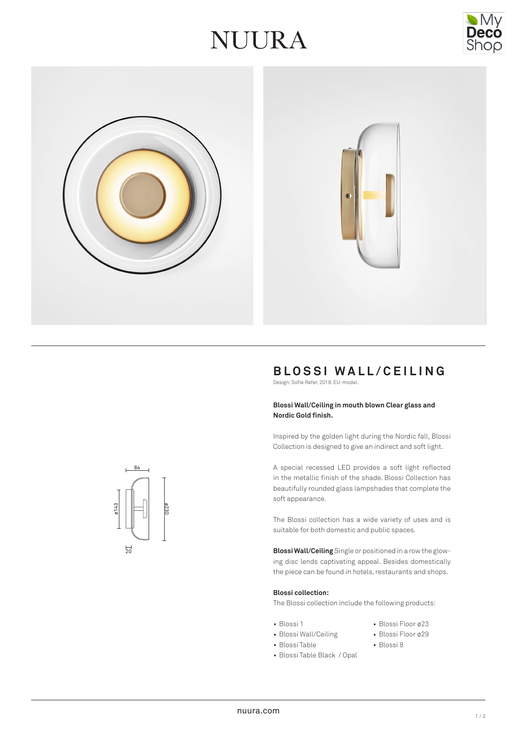# NUURA

## BLOSSI WALL/CEILING

Design: Sofie Refer, 2018. EU-model.

**Blossi Wall/Ceiling in mouth blown Clear glass and Nordic Gold finish.**

Inspired by the golden light during the Nordic fall, Blossi Collection is designed to give an indirect and soft light.

A special recessed LED provides a soft light reflected in the metallic finish of the shade. Blossi Collection has beautifully rounded glass lampshades that complete the soft appearance.

The Blossi collection has a wide variety of uses and is suitable for both domestic and public spaces.

**Blossi Wall/Ceiling** Single or positioned in a row the glowing disc lends captivating appeal. Besides domestically the piece can be found in hotels, restaurants and shops.

**Blossi collection:**

The Blossi collection include the following products:

- Blossi 1
- Blossi Wall/Ceiling
- Blossi Table
- Blossi Table Black / Opal
- Blossi Floor ø23
- Blossi Floor ø29
- Blossi 8

84

ø143

ø230

20

nuura.com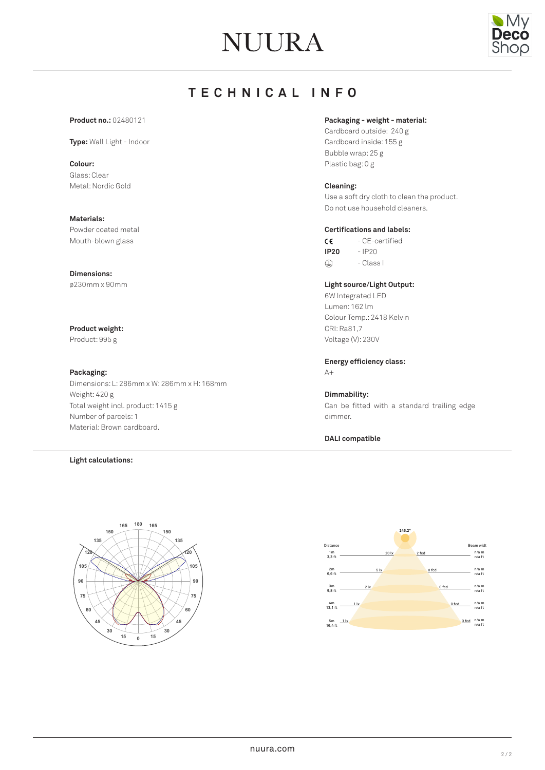# NUURA

## TECHNICAL INFO

**Product no.:** 02480121

**Type:** Wall Light - Indoor

**Colour:**
Glass: Clear
Metal: Nordic Gold

**Materials:**
Powder coated metal
Mouth-blown glass

**Dimensions:**
ø230mm x 90mm

**Product weight:**
Product: 995 g

**Packaging:**
Dimensions: L: 286mm x W: 286mm x H: 168mm
Weight: 420 g
Total weight incl. product: 1415 g
Number of parcels: 1
Material: Brown cardboard.

**Packaging - weight - material:**
Cardboard outside: 240 g
Cardboard inside: 155 g
Bubble wrap: 25 g
Plastic bag: 0 g

**Cleaning:**
Use a soft dry cloth to clean the product.
Do not use household cleaners.

**Certifications and labels:**
CE - CE-certified
**IP20** - IP20
⏚ - Class I

**Light source/Light Output:**
6W Integrated LED
Lumen: 162 lm
Colour Temp.: 2418 Kelvin
CRI: Ra81,7
Voltage (V): 230V

**Energy efficiency class:**
A+

**Dimmability:**
Can be fitted with a standard trailing edge dimmer.

**DALI compatible**

**Light calculations:**

180 165 165 150 150 135 135 120 120 105 105 90 90 75 75 60 60 45 45 30 30 15 15 0

245.2°

Distance
1m 3,3 ft — 20 lx — 2 fcd
2m 6,6 ft — 5 lx — 0 fcd
3m 9,8 ft — 2 lx — 0 fcd
4m 13,1 ft — 1 lx — 0 fcd
5m 16,4 ft — 1 lx — 0 fcd

Beam widt
n/a m n/a ft
n/a m n/a ft
n/a m n/a ft
n/a m n/a ft
n/a m n/a ft

nuura.com